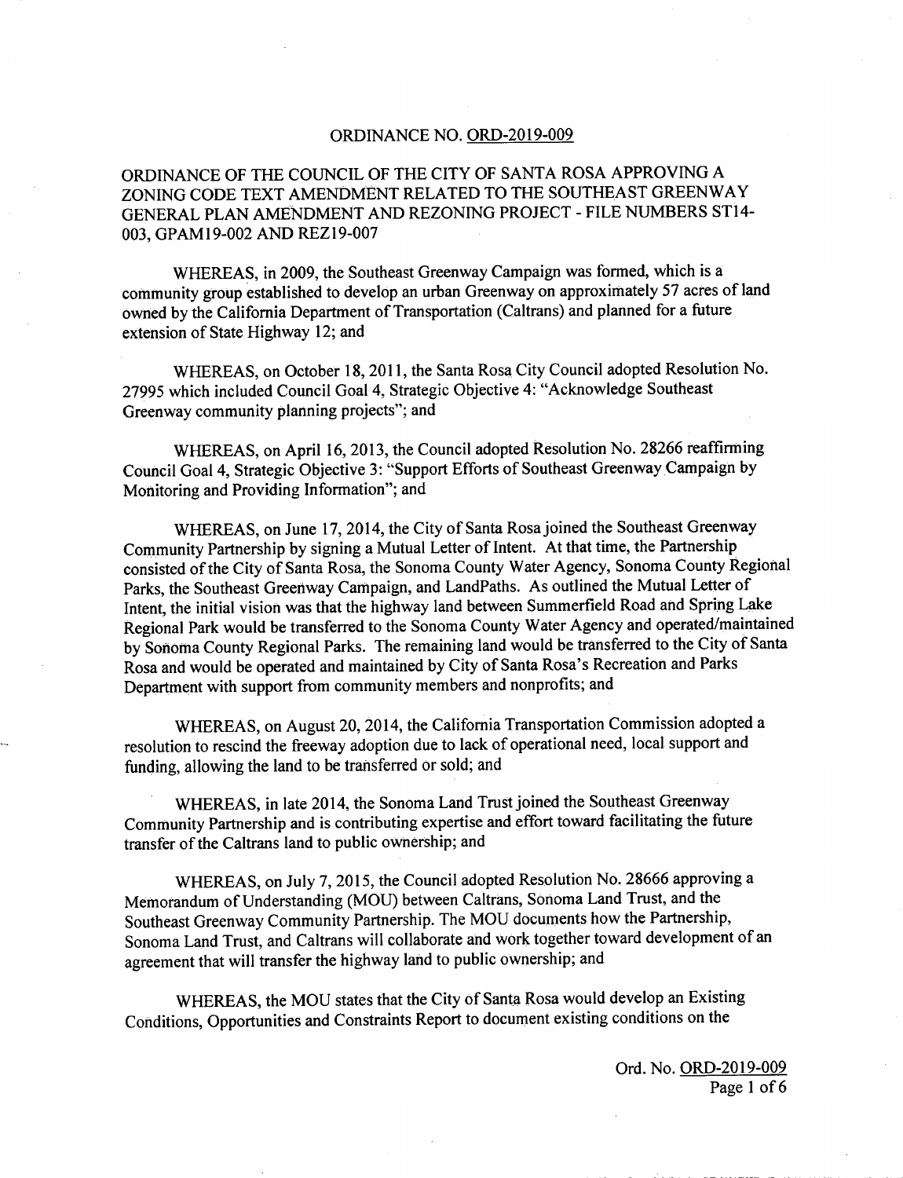ORDINANCE NO. ORD-2019-009

ORDINANCE OF THE COUNCIL OF THE CITY OF SANTA ROSA APPROVING A ZONING CODE TEXT AMENDMENT RELATED TO THE SOUTHEAST GREENWAY GENERAL PLAN AMENDMENT AND REZONING PROJECT - FILE NUMBERS ST14-003, GPAM19-002 AND REZ19-007

WHEREAS, in 2009, the Southeast Greenway Campaign was formed, which is a community group established to develop an urban Greenway on approximately 57 acres of land owned by the California Department of Transportation (Caltrans) and planned for a future extension of State Highway 12; and

WHEREAS, on October 18, 2011, the Santa Rosa City Council adopted Resolution No. 27995 which included Council Goal 4, Strategic Objective 4: "Acknowledge Southeast Greenway community planning projects"; and

WHEREAS, on April 16, 2013, the Council adopted Resolution No. 28266 reaffirming Council Goal 4, Strategic Objective 3: "Support Efforts of Southeast Greenway Campaign by Monitoring and Providing Information"; and

WHEREAS, on June 17, 2014, the City of Santa Rosa joined the Southeast Greenway Community Partnership by signing a Mutual Letter of Intent. At that time, the Partnership consisted of the City of Santa Rosa, the Sonoma County Water Agency, Sonoma County Regional Parks, the Southeast Greenway Campaign, and LandPaths. As outlined the Mutual Letter of Intent, the initial vision was that the highway land between Summerfield Road and Spring Lake Regional Park would be transferred to the Sonoma County Water Agency and operated/maintained by Sonoma County Regional Parks. The remaining land would be transferred to the City of Santa Rosa and would be operated and maintained by City of Santa Rosa's Recreation and Parks Department with support from community members and nonprofits; and

WHEREAS, on August 20, 2014, the California Transportation Commission adopted a resolution to rescind the freeway adoption due to lack of operational need, local support and funding, allowing the land to be transferred or sold; and

WHEREAS, in late 2014, the Sonoma Land Trust joined the Southeast Greenway Community Partnership and is contributing expertise and effort toward facilitating the future transfer of the Caltrans land to public ownership; and

WHEREAS, on July 7, 2015, the Council adopted Resolution No. 28666 approving a Memorandum of Understanding (MOU) between Caltrans, Sonoma Land Trust, and the Southeast Greenway Community Partnership. The MOU documents how the Partnership, Sonoma Land Trust, and Caltrans will collaborate and work together toward development of an agreement that will transfer the highway land to public ownership; and

WHEREAS, the MOU states that the City of Santa Rosa would develop an Existing Conditions, Opportunities and Constraints Report to document existing conditions on the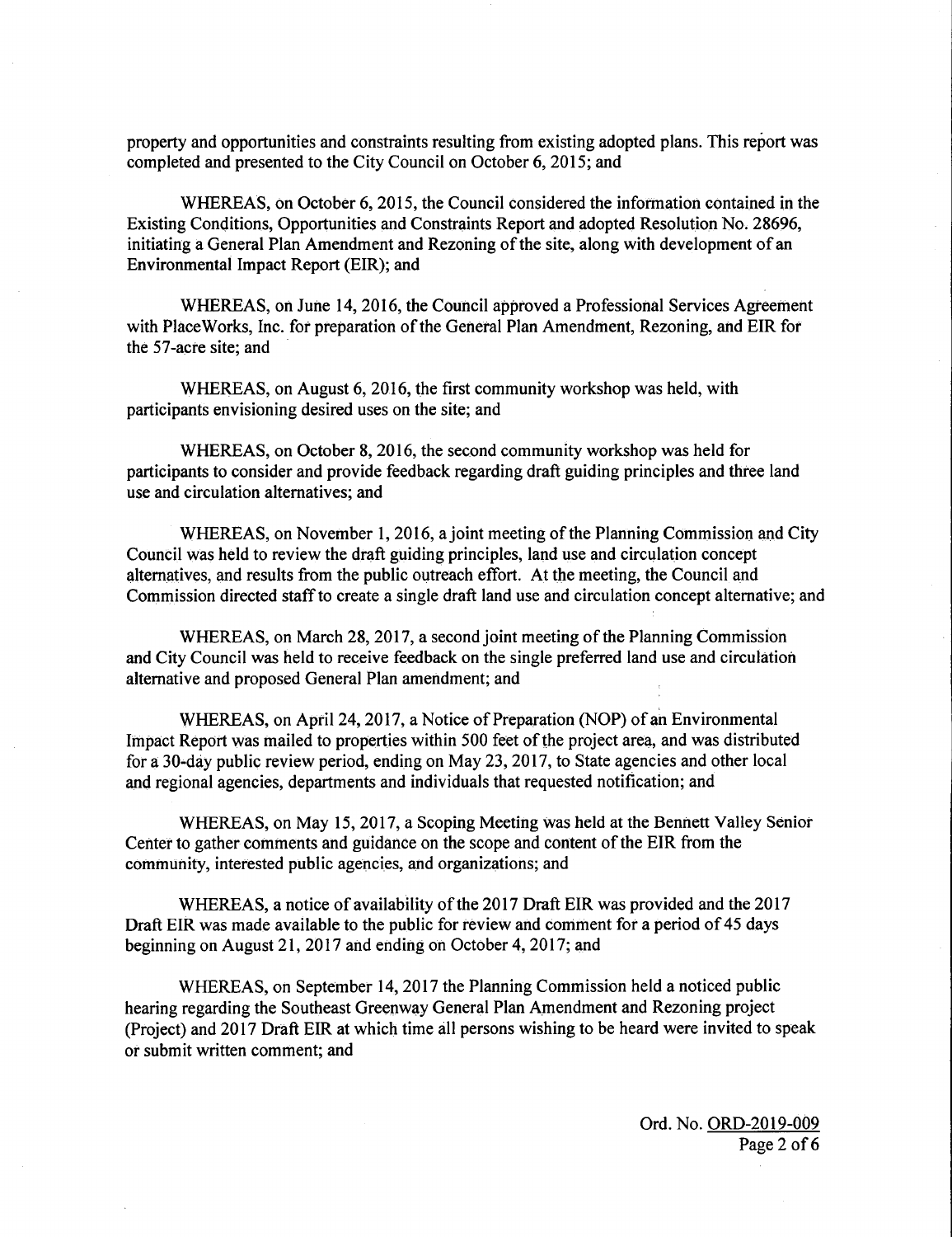property and opportunities and constraints resulting from existing adopted plans. This report was completed and presented to the City Council on October 6, 2015; and

WHEREAS, on October 6, 2015, the Council considered the information contained in the Existing Conditions, Opportunities and Constraints Report and adopted Resolution No. 28696, initiating a General Plan Amendment and Rezoning of the site, along with development of an Environmental Impact Report (EIR); and

WHEREAS, on June 14, 2016, the Council approved a Professional Services Agreement with PlaceWorks, Inc. for preparation of the General Plan Amendment, Rezoning, and EIR for the 57-acre site; and

WHEREAS, on August 6, 2016, the first community workshop was held, with participants envisioning desired uses on the site; and

WHEREAS, on October 8, 2016, the second community workshop was held for participants to consider and provide feedback regarding draft guiding principles and three land use and circulation alternatives; and

WHEREAS, on November 1, 2016, a joint meeting of the Planning Commission and City Council was held to review the draft guiding principles, land use and circulation concept alternatives, and results from the public outreach effort. At the meeting, the Council and Commission directed staff to create a single draft land use and circulation concept alternative; and

WHEREAS, on March 28, 2017, a second joint meeting of the Planning Commission and City Council was held to receive feedback on the single preferred land use and circulation alternative and proposed General Plan amendment; and

WHEREAS, on April 24, 2017, a Notice of Preparation (NOP) of an Environmental Impact Report was mailed to properties within 500 feet of the project area, and was distributed for a 30-day public review period, ending on May 23, 2017, to State agencies and other local and regional agencies, departments and individuals that requested notification; and

WHEREAS, on May 15, 2017, a Scoping Meeting was held at the Bennett Valley Senior Center to gather comments and guidance on the scope and content of the EIR from the community, interested public agencies, and organizations; and

WHEREAS, a notice of availability of the 2017 Draft EIR was provided and the 2017 Draft EIR was made available to the public for review and comment for a period of 45 days beginning on August 21, 2017 and ending on October 4, 2017; and

WHEREAS, on September 14, 2017 the Planning Commission held a noticed public hearing regarding the Southeast Greenway General Plan Amendment and Rezoning project (Project) and 2017 Draft EIR at which time all persons wishing to be heard were invited to speak or submit written comment; and

Ord. No. ORD-2019-009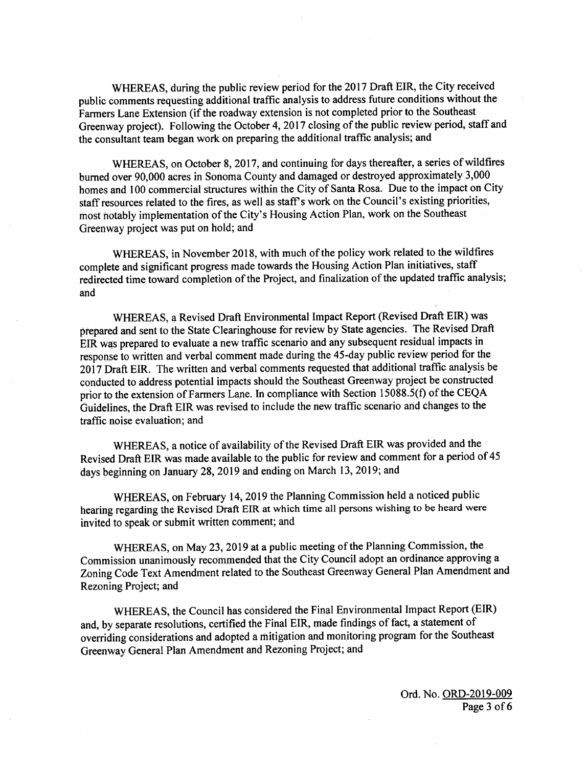WHEREAS, during the public review period for the 2017 Draft EIR, the City received public comments requesting additional traffic analysis to address future conditions without the Farmers Lane Extension (if the roadway extension is not completed prior to the Southeast Greenway project). Following the October 4, 2017 closing of the public review period, staff and the consultant team began work on preparing the additional traffic analysis; and

WHEREAS, on October 8, 2017, and continuing for days thereafter, a series of wildfires burned over 90,000 acres in Sonoma County and damaged or destroyed approximately 3,000 homes and 100 commercial structures within the City of Santa Rosa. Due to the impact on City staff resources related to the fires, as well as staff's work on the Council's existing priorities, most notably implementation of the City's Housing Action Plan, work on the Southeast Greenway project was put on hold; and

WHEREAS, in November 2018, with much of the policy work related to the wildfires complete and significant progress made towards the Housing Action Plan initiatives, staff redirected time toward completion of the Project, and finalization of the updated traffic analysis; and

WHEREAS, a Revised Draft Environmental Impact Report (Revised Draft EIR) was prepared and sent to the State Clearinghouse for review by State agencies. The Revised Draft EIR was prepared to evaluate a new traffic scenario and any subsequent residual impacts in response to written and verbal comment made during the 45-day public review period for the 2017 Draft EIR. The written and verbal comments requested that additional traffic analysis be conducted to address potential impacts should the Southeast Greenway project be constructed prior to the extension of Farmers Lane. In compliance with Section 15088.5(f) of the CEQA Guidelines, the Draft EIR was revised to include the new traffic scenario and changes to the traffic noise evaluation; and

WHEREAS, a notice of availability of the Revised Draft EIR was provided and the Revised Draft EIR was made available to the public for review and comment for a period of 45 days beginning on January 28, 2019 and ending on March 13, 2019; and

WHEREAS, on February 14, 2019 the Planning Commission held a noticed public hearing regarding the Revised Draft EIR at which time all persons wishing to be heard were invited to speak or submit written comment; and

WHEREAS, on May 23, 2019 at a public meeting of the Planning Commission, the Commission unanimously recommended that the City Council adopt an ordinance approving a Zoning Code Text Amendment related to the Southeast Greenway General Plan Amendment and Rezoning Project; and

WHEREAS, the Council has considered the Final Environmental Impact Report (EIR) and, by separate resolutions, certified the Final EIR, made findings of fact, a statement of overriding considerations and adopted a mitigation and monitoring program for the Southeast Greenway General Plan Amendment and Rezoning Project; and

Ord. No. ORD-2019-009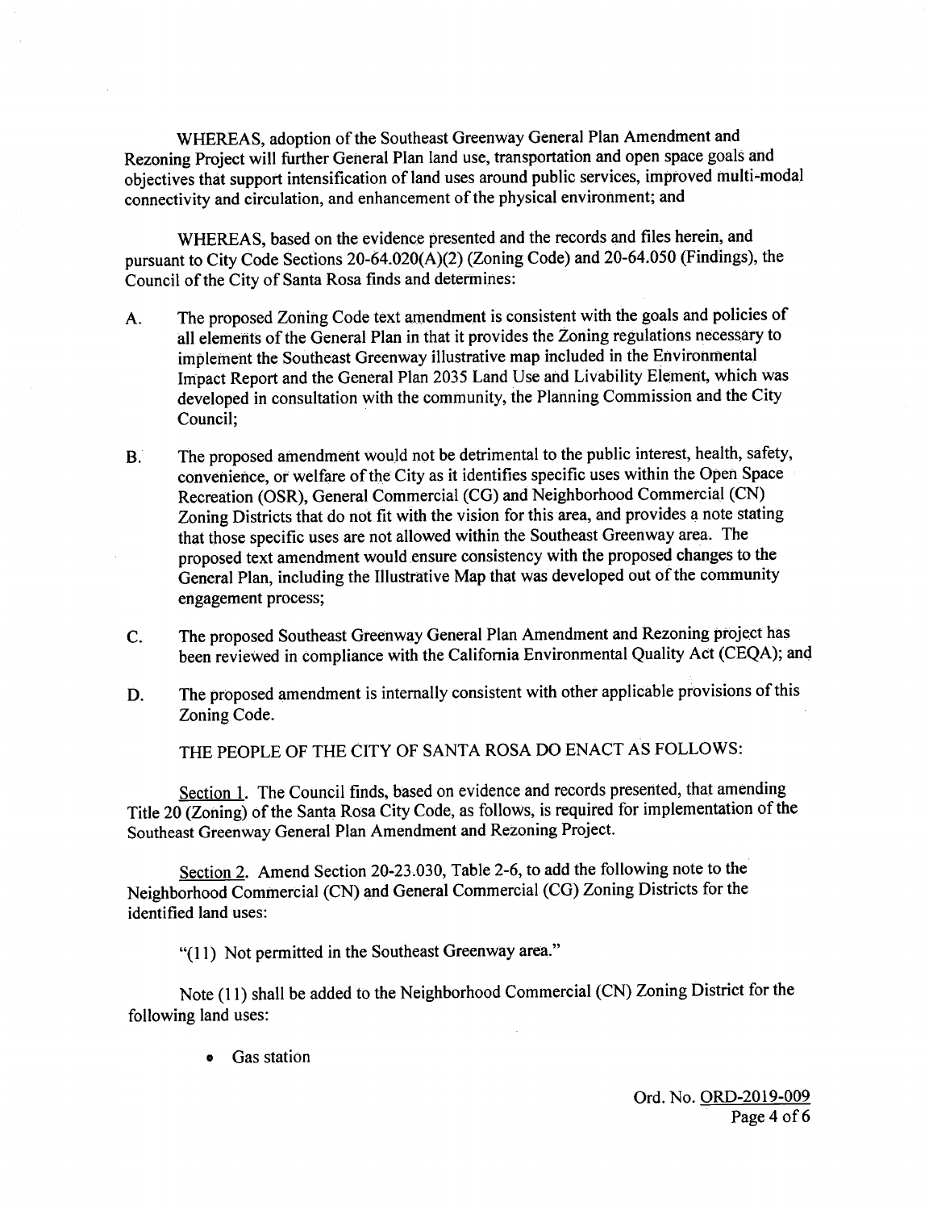WHEREAS, adoption of the Southeast Greenway General Plan Amendment and Rezoning Project will further General Plan land use, transportation and open space goals and objectives that support intensification of land uses around public services, improved multi-modal connectivity and circulation, and enhancement of the physical environment; and

WHEREAS, based on the evidence presented and the records and files herein, and pursuant to City Code Sections 20-64.020(A)(2) (Zoning Code) and 20-64.050 (Findings), the Council of the City of Santa Rosa finds and determines:

A. The proposed Zoning Code text amendment is consistent with the goals and policies of all elements of the General Plan in that it provides the Zoning regulations necessary to implement the Southeast Greenway illustrative map included in the Environmental Impact Report and the General Plan 2035 Land Use and Livability Element, which was developed in consultation with the community, the Planning Commission and the City Council;

B. The proposed amendment would not be detrimental to the public interest, health, safety, convenience, or welfare of the City as it identifies specific uses within the Open Space Recreation (OSR), General Commercial (CG) and Neighborhood Commercial (CN) Zoning Districts that do not fit with the vision for this area, and provides a note stating that those specific uses are not allowed within the Southeast Greenway area. The proposed text amendment would ensure consistency with the proposed changes to the General Plan, including the Illustrative Map that was developed out of the community engagement process;

C. The proposed Southeast Greenway General Plan Amendment and Rezoning project has been reviewed in compliance with the California Environmental Quality Act (CEQA); and

D. The proposed amendment is internally consistent with other applicable provisions of this Zoning Code.

THE PEOPLE OF THE CITY OF SANTA ROSA DO ENACT AS FOLLOWS:

Section 1. The Council finds, based on evidence and records presented, that amending Title 20 (Zoning) of the Santa Rosa City Code, as follows, is required for implementation of the Southeast Greenway General Plan Amendment and Rezoning Project.

Section 2. Amend Section 20-23.030, Table 2-6, to add the following note to the Neighborhood Commercial (CN) and General Commercial (CG) Zoning Districts for the identified land uses:

"(11) Not permitted in the Southeast Greenway area."

Note (11) shall be added to the Neighborhood Commercial (CN) Zoning District for the following land uses:

- Gas station

Ord. No. ORD-2019-009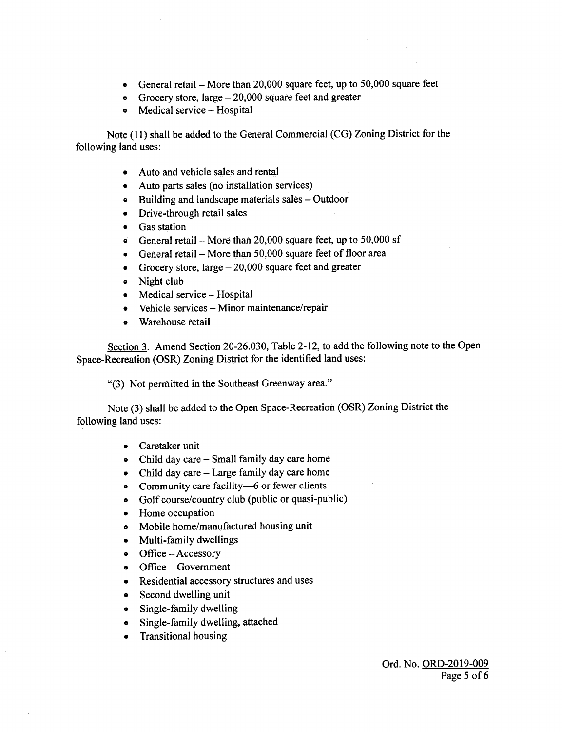- General retail – More than 20,000 square feet, up to 50,000 square feet
- Grocery store, large – 20,000 square feet and greater
- Medical service – Hospital

Note (11) shall be added to the General Commercial (CG) Zoning District for the following land uses:

- Auto and vehicle sales and rental
- Auto parts sales (no installation services)
- Building and landscape materials sales – Outdoor
- Drive-through retail sales
- Gas station
- General retail – More than 20,000 square feet, up to 50,000 sf
- General retail – More than 50,000 square feet of floor area
- Grocery store, large – 20,000 square feet and greater
- Night club
- Medical service – Hospital
- Vehicle services – Minor maintenance/repair
- Warehouse retail

Section 3. Amend Section 20-26.030, Table 2-12, to add the following note to the Open Space-Recreation (OSR) Zoning District for the identified land uses:

"(3) Not permitted in the Southeast Greenway area."

Note (3) shall be added to the Open Space-Recreation (OSR) Zoning District the following land uses:

- Caretaker unit
- Child day care – Small family day care home
- Child day care – Large family day care home
- Community care facility—6 or fewer clients
- Golf course/country club (public or quasi-public)
- Home occupation
- Mobile home/manufactured housing unit
- Multi-family dwellings
- Office – Accessory
- Office – Government
- Residential accessory structures and uses
- Second dwelling unit
- Single-family dwelling
- Single-family dwelling, attached
- Transitional housing

Ord. No. ORD-2019-009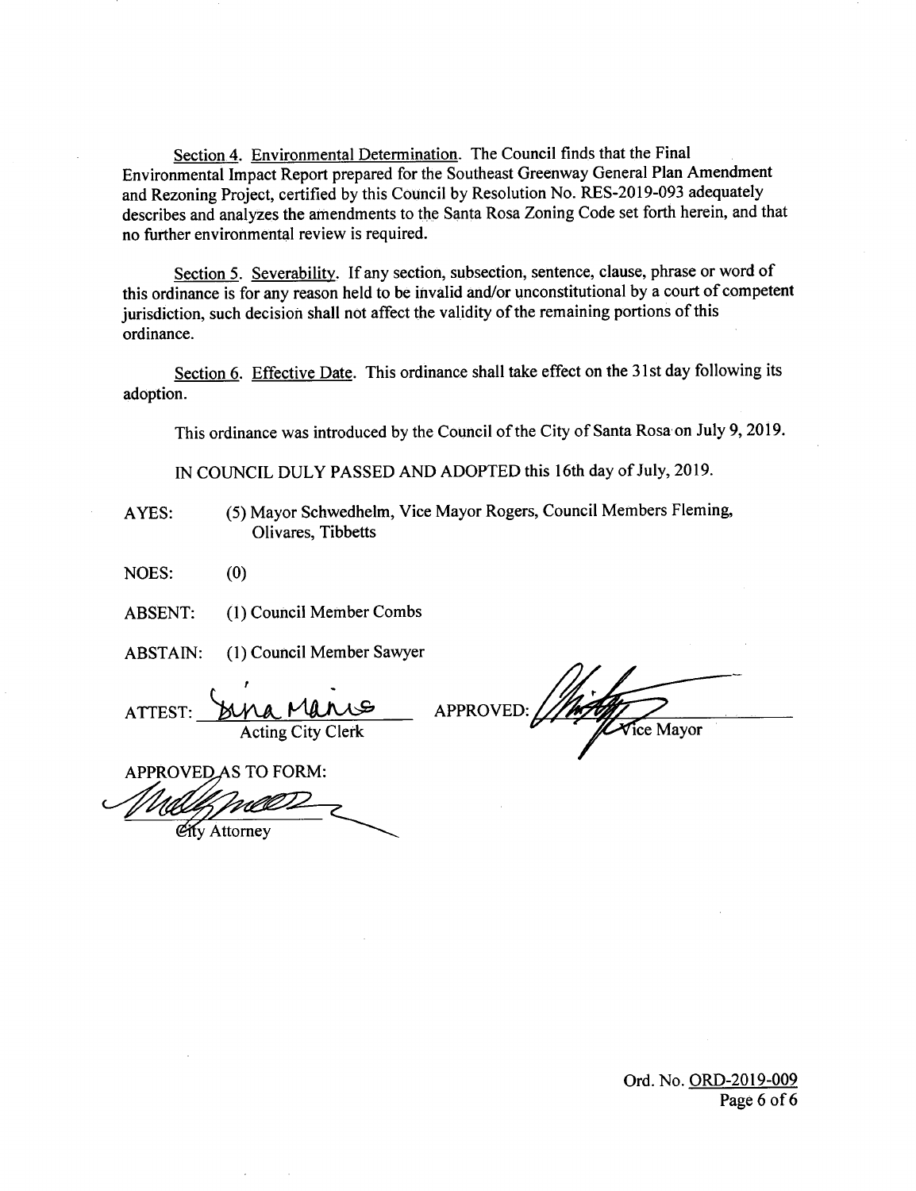Section 4. Environmental Determination. The Council finds that the Final Environmental Impact Report prepared for the Southeast Greenway General Plan Amendment and Rezoning Project, certified by this Council by Resolution No. RES-2019-093 adequately describes and analyzes the amendments to the Santa Rosa Zoning Code set forth herein, and that no further environmental review is required.

Section 5. Severability. If any section, subsection, sentence, clause, phrase or word of this ordinance is for any reason held to be invalid and/or unconstitutional by a court of competent jurisdiction, such decision shall not affect the validity of the remaining portions of this ordinance.

Section 6. Effective Date. This ordinance shall take effect on the 31st day following its adoption.

This ordinance was introduced by the Council of the City of Santa Rosa on July 9, 2019.

IN COUNCIL DULY PASSED AND ADOPTED this 16th day of July, 2019.

AYES: (5) Mayor Schwedhelm, Vice Mayor Rogers, Council Members Fleming, Olivares, Tibbetts

NOES: (0)

ABSENT: (1) Council Member Combs

ABSTAIN: (1) Council Member Sawyer

ATTEST: ______________________
Acting City Clerk

APPROVED: ______________________
Vice Mayor

APPROVED AS TO FORM:

______________________
City Attorney

Ord. No. ORD-2019-009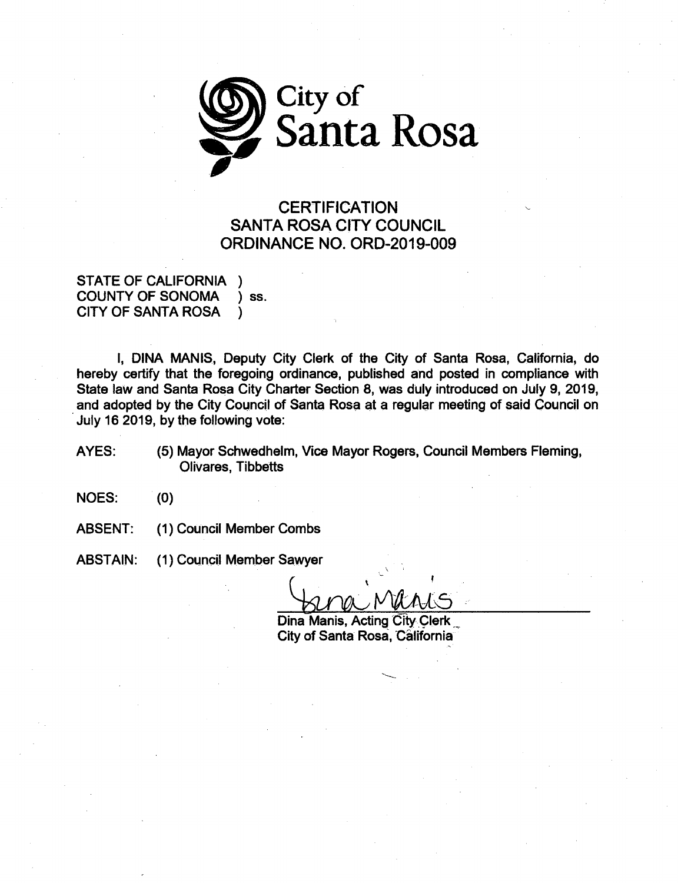City of
Santa Rosa

# CERTIFICATION
# SANTA ROSA CITY COUNCIL
# ORDINANCE NO. ORD-2019-009

STATE OF CALIFORNIA )
COUNTY OF SONOMA ) ss.
CITY OF SANTA ROSA )

I, DINA MANIS, Deputy City Clerk of the City of Santa Rosa, California, do hereby certify that the foregoing ordinance, published and posted in compliance with State law and Santa Rosa City Charter Section 8, was duly introduced on July 9, 2019, and adopted by the City Council of Santa Rosa at a regular meeting of said Council on July 16 2019, by the following vote:

AYES: (5) Mayor Schwedhelm, Vice Mayor Rogers, Council Members Fleming, Olivares, Tibbetts

NOES: (0)

ABSENT: (1) Council Member Combs

ABSTAIN: (1) Council Member Sawyer

Dina Manis

Dina Manis, Acting City Clerk
City of Santa Rosa, California